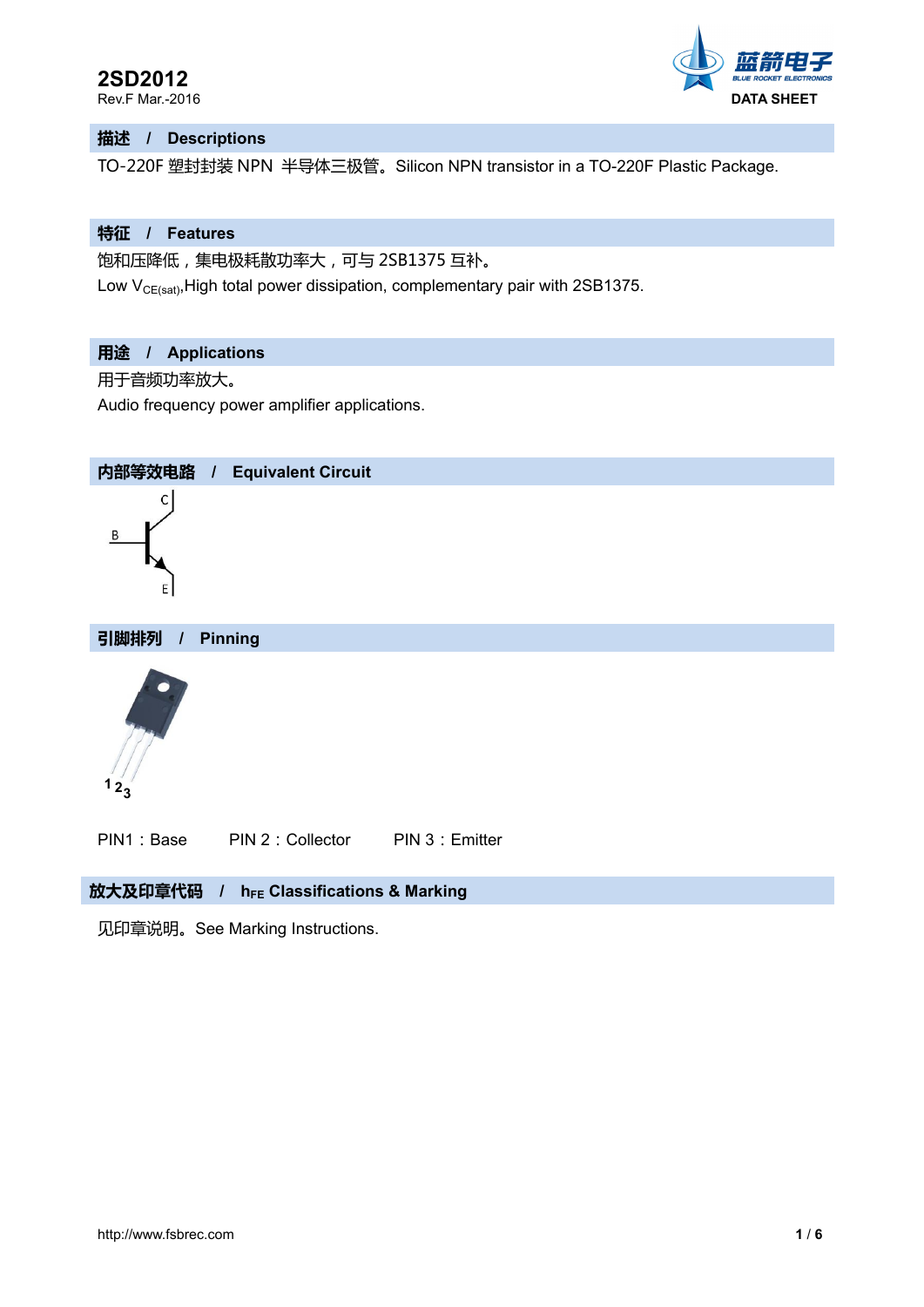# 2SD2012

Rev.F Mar.-2016

DATA SHEET

## 描述 / Descriptions

TO-220F 塑封封装 NPN 半导体三极管。Silicon NPN transistor in a TO-220F Plastic Package.

## 特征 / Features

饱和压降低，集电极耗散功率大，可与 2SB1375 互补。

Low $V_{CE(sat)}$,High total power dissipation, complementary pair with 2SB1375.

## 用途 / Applications

用于音频功率放大。

Audio frequency power amplifier applications.

## 内部等效电路 / Equivalent Circuit

C

B

E

## 引脚排列 / Pinning

1 2 3

PIN1：Base　　PIN 2：Collector　　PIN 3：Emitter

## 放大及印章代码 / $h_{FE}$ Classifications & Marking

见印章说明。See Marking Instructions.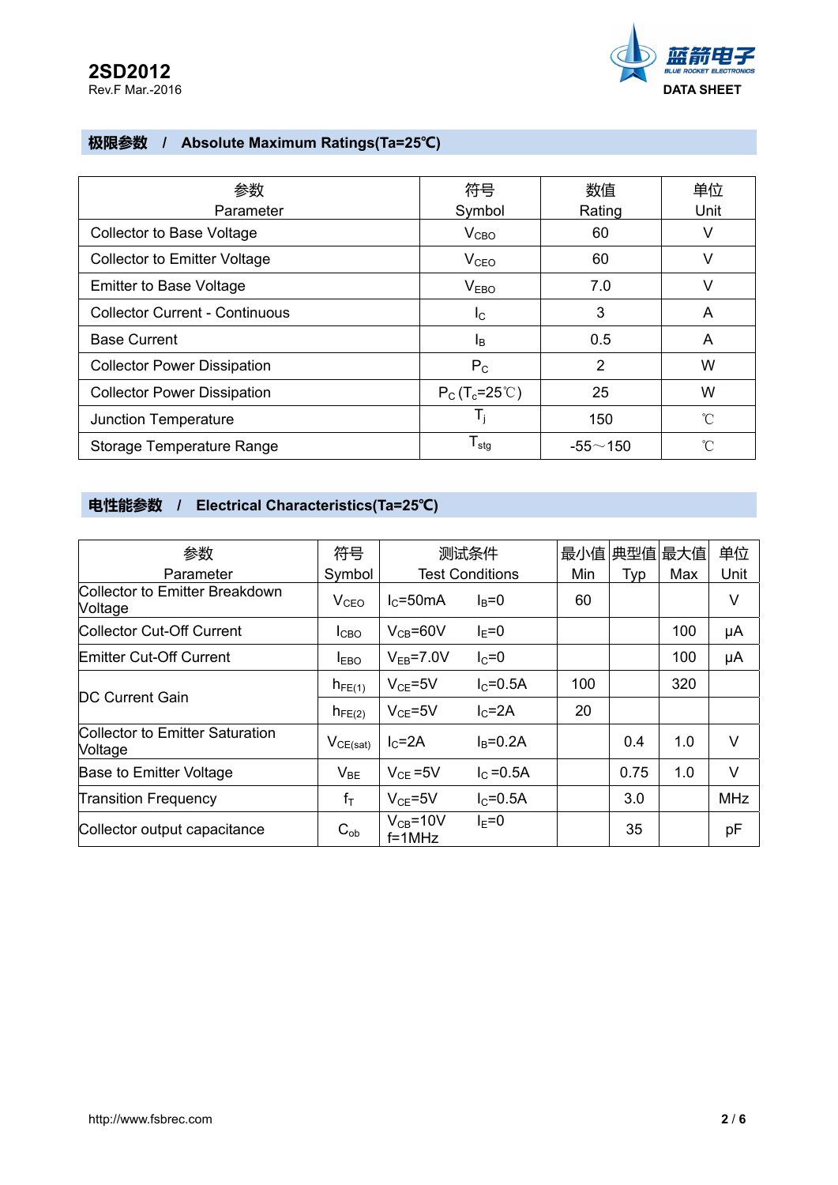## 极限参数 / Absolute Maximum Ratings(Ta=25℃)

| 参数 Parameter | 符号 Symbol | 数值 Rating | 单位 Unit |
|---|---|---|---|
| Collector to Base Voltage | $V_{CBO}$ | 60 | V |
| Collector to Emitter Voltage | $V_{CEO}$ | 60 | V |
| Emitter to Base Voltage | $V_{EBO}$ | 7.0 | V |
| Collector Current - Continuous | $I_C$ | 3 | A |
| Base Current | $I_B$ | 0.5 | A |
| Collector Power Dissipation | $P_C$ | 2 | W |
| Collector Power Dissipation | $P_C$ ($T_c$=25℃) | 25 | W |
| Junction Temperature | $T_j$ | 150 | ℃ |
| Storage Temperature Range | $T_{stg}$ | -55～150 | ℃ |

## 电性能参数 / Electrical Characteristics(Ta=25℃)

| 参数 Parameter | 符号 Symbol | 测试条件 Test Conditions | 最小值 Min | 典型值 Typ | 最大值 Max | 单位 Unit |
|---|---|---|---|---|---|---|
| Collector to Emitter Breakdown Voltage | $V_{CEO}$ | $I_C$=50mA $I_B$=0 | 60 | | | V |
| Collector Cut-Off Current | $I_{CBO}$ | $V_{CB}$=60V $I_E$=0 | | | 100 | μA |
| Emitter Cut-Off Current | $I_{EBO}$ | $V_{EB}$=7.0V $I_C$=0 | | | 100 | μA |
| DC Current Gain | $h_{FE(1)}$ | $V_{CE}$=5V $I_C$=0.5A | 100 | | 320 | |
| | $h_{FE(2)}$ | $V_{CE}$=5V $I_C$=2A | 20 | | | |
| Collector to Emitter Saturation Voltage | $V_{CE(sat)}$ | $I_C$=2A $I_B$=0.2A | | 0.4 | 1.0 | V |
| Base to Emitter Voltage | $V_{BE}$ | $V_{CE}$=5V $I_C$=0.5A | | 0.75 | 1.0 | V |
| Transition Frequency | $f_T$ | $V_{CE}$=5V $I_C$=0.5A | | 3.0 | | MHz |
| Collector output capacitance | $C_{ob}$ | $V_{CB}$=10V $I_E$=0 f=1MHz | | 35 | | pF |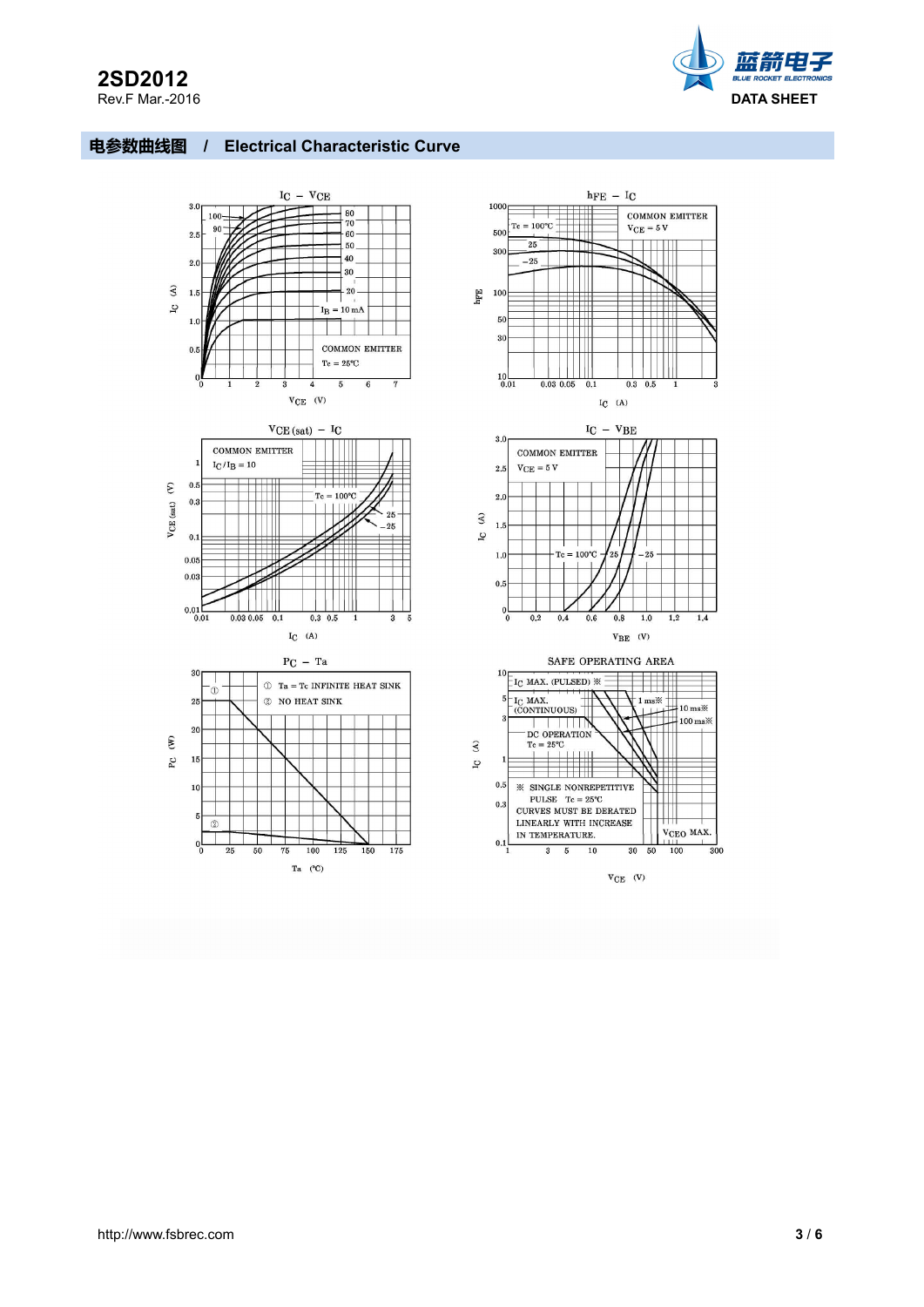## 电参数曲线图 / Electrical Characteristic Curve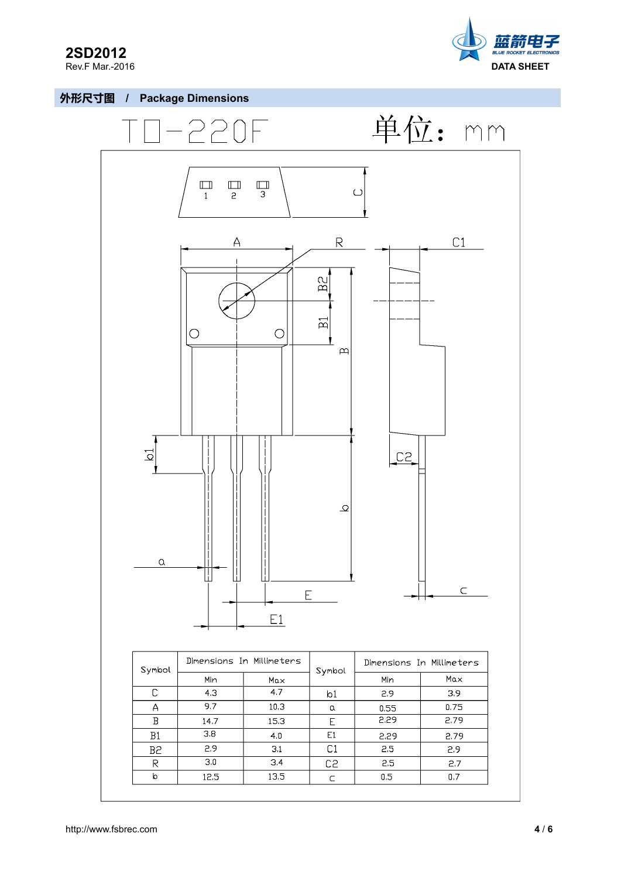## 外形尺寸图 / Package Dimensions

TO-220F 单位：mm

| Symbol | Dimensions In Millimeters | | Symbol | Dimensions In Millimeters | |
|---|---|---|---|---|---|
| | Min | Max | | Min | Max |
| C | 4.3 | 4.7 | b1 | 2.9 | 3.9 |
| A | 9.7 | 10.3 | a | 0.55 | 0.75 |
| B | 14.7 | 15.3 | E | 2.29 | 2.79 |
| B1 | 3.8 | 4.0 | E1 | 2.29 | 2.79 |
| B2 | 2.9 | 3.1 | C1 | 2.5 | 2.9 |
| R | 3.0 | 3.4 | C2 | 2.5 | 2.7 |
| b | 12.5 | 13.5 | c | 0.5 | 0.7 |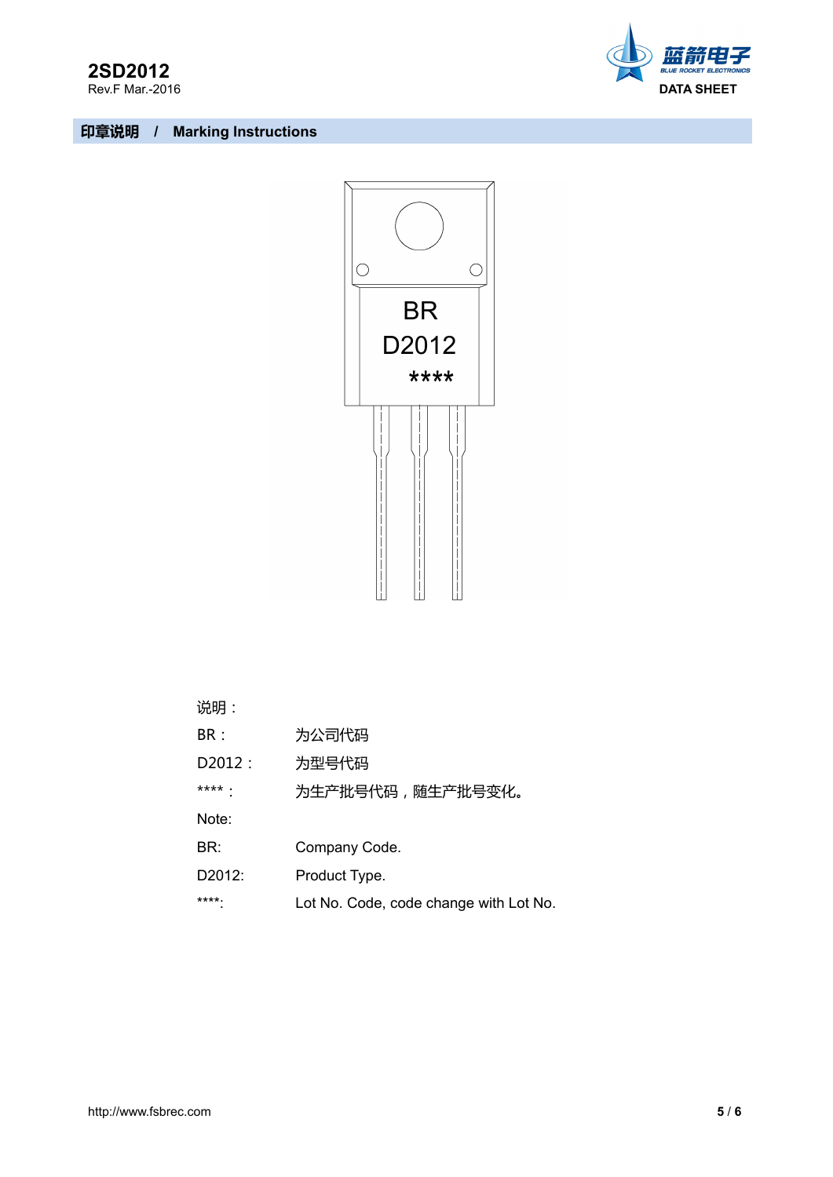## 印章说明 / Marking Instructions

BR
D2012
****

说明：

| | |
|---|---|
| BR： | 为公司代码 |
| D2012： | 为型号代码 |
| ****： | 为生产批号代码，随生产批号变化。 |

Note:

| | |
|---|---|
| BR: | Company Code. |
| D2012: | Product Type. |
| ****: | Lot No. Code, code change with Lot No. |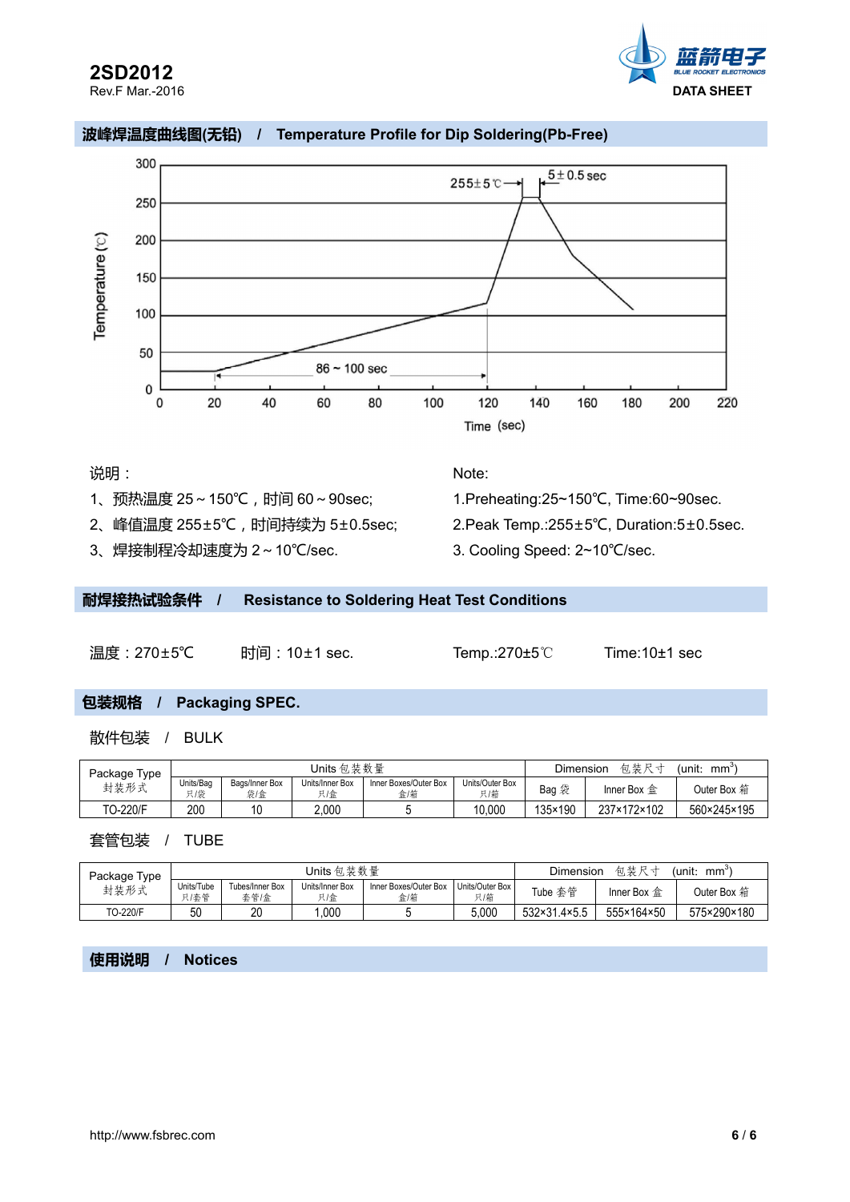## 波峰焊温度曲线图(无铅) / Temperature Profile for Dip Soldering(Pb-Free)

Temperature (℃)

300
250
200
150
100
50
0

0 20 40 60 80 100 120 140 160 180 200 220

Time (sec)

255±5℃

5±0.5 sec

86 ~ 100 sec

说明：

1、预热温度 25 ~ 150℃，时间 60 ~ 90sec;

2、峰值温度 255±5℃，时间持续为 5±0.5sec;

3、焊接制程冷却速度为 2 ~ 10℃/sec.

Note:

1.Preheating:25~150℃, Time:60~90sec.

2.Peak Temp.:255±5℃, Duration:5±0.5sec.

3. Cooling Speed: 2~10℃/sec.

## 耐焊接热试验条件 / Resistance to Soldering Heat Test Conditions

温度：270±5℃　　时间：10±1 sec.

Temp.:270±5℃　　Time:10±1 sec

## 包装规格 / Packaging SPEC.

散件包装 / BULK

| Package Type 封装形式 | Units 包装数量 | | | | | Dimension 包装尺寸 (unit: $mm^3$) | | |
|---|---|---|---|---|---|---|---|---|
| | Units/Bag 只/袋 | Bags/Inner Box 袋/盒 | Units/Inner Box 只/盒 | Inner Boxes/Outer Box 盒/箱 | Units/Outer Box 只/箱 | Bag 袋 | Inner Box 盒 | Outer Box 箱 |
| TO-220/F | 200 | 10 | 2,000 | 5 | 10,000 | 135×190 | 237×172×102 | 560×245×195 |

套管包装 / TUBE

| Package Type 封装形式 | Units 包装数量 | | | | | Dimension 包装尺寸 (unit: $mm^3$) | | |
|---|---|---|---|---|---|---|---|---|
| | Units/Tube 只/套管 | Tubes/Inner Box 套管/盒 | Units/Inner Box 只/盒 | Inner Boxes/Outer Box 盒/箱 | Units/Outer Box 只/箱 | Tube 套管 | Inner Box 盒 | Outer Box 箱 |
| TO-220/F | 50 | 20 | 1,000 | 5 | 5,000 | 532×31.4×5.5 | 555×164×50 | 575×290×180 |

## 使用说明 / Notices

http://www.fsbrec.com